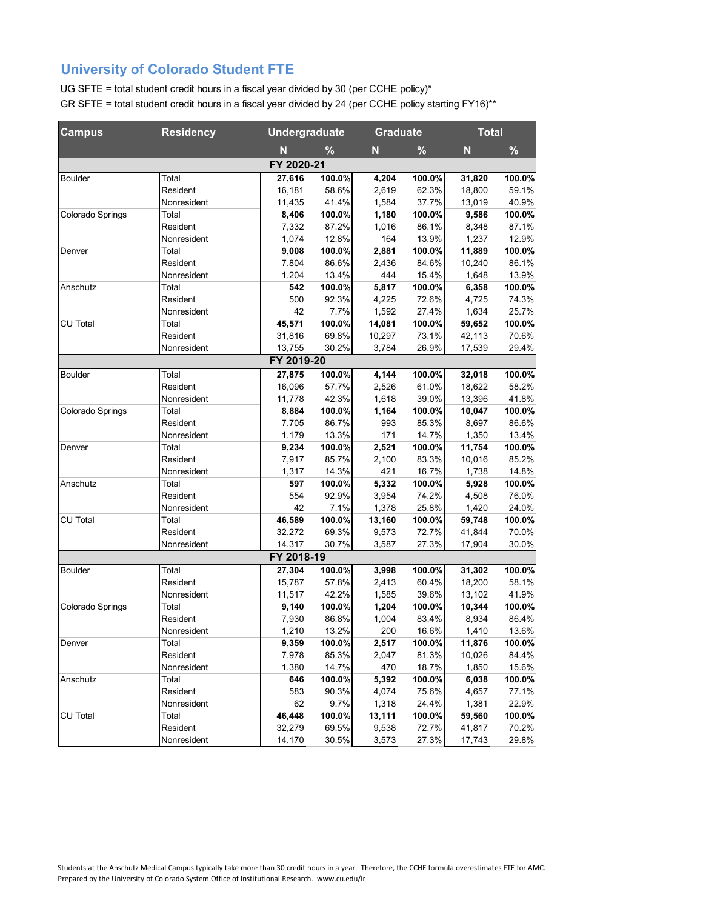## University of Colorado Student FTE

UG SFTE = total student credit hours in a fiscal year divided by 30 (per CCHE policy)*

GR SFTE = total student credit hours in a fiscal year divided by 24 (per CCHE policy starting FY16)**

| Campus | Residency | Undergraduate | | Graduate | | Total | |
|---|---|---|---|---|---|---|---|
| | | N | % | N | % | N | % |
| | | **FY 2020-21** | | | | | |
| Boulder | Total | **27,616** | **100.0%** | **4,204** | **100.0%** | **31,820** | **100.0%** |
| | Resident | 16,181 | 58.6% | 2,619 | 62.3% | 18,800 | 59.1% |
| | Nonresident | 11,435 | 41.4% | 1,584 | 37.7% | 13,019 | 40.9% |
| Colorado Springs | Total | **8,406** | **100.0%** | **1,180** | **100.0%** | **9,586** | **100.0%** |
| | Resident | 7,332 | 87.2% | 1,016 | 86.1% | 8,348 | 87.1% |
| | Nonresident | 1,074 | 12.8% | 164 | 13.9% | 1,237 | 12.9% |
| Denver | Total | **9,008** | **100.0%** | **2,881** | **100.0%** | **11,889** | **100.0%** |
| | Resident | 7,804 | 86.6% | 2,436 | 84.6% | 10,240 | 86.1% |
| | Nonresident | 1,204 | 13.4% | 444 | 15.4% | 1,648 | 13.9% |
| Anschutz | Total | **542** | **100.0%** | **5,817** | **100.0%** | **6,358** | **100.0%** |
| | Resident | 500 | 92.3% | 4,225 | 72.6% | 4,725 | 74.3% |
| | Nonresident | 42 | 7.7% | 1,592 | 27.4% | 1,634 | 25.7% |
| CU Total | Total | **45,571** | **100.0%** | **14,081** | **100.0%** | **59,652** | **100.0%** |
| | Resident | 31,816 | 69.8% | 10,297 | 73.1% | 42,113 | 70.6% |
| | Nonresident | 13,755 | 30.2% | 3,784 | 26.9% | 17,539 | 29.4% |
| | | **FY 2019-20** | | | | | |
| Boulder | Total | **27,875** | **100.0%** | **4,144** | **100.0%** | **32,018** | **100.0%** |
| | Resident | 16,096 | 57.7% | 2,526 | 61.0% | 18,622 | 58.2% |
| | Nonresident | 11,778 | 42.3% | 1,618 | 39.0% | 13,396 | 41.8% |
| Colorado Springs | Total | **8,884** | **100.0%** | **1,164** | **100.0%** | **10,047** | **100.0%** |
| | Resident | 7,705 | 86.7% | 993 | 85.3% | 8,697 | 86.6% |
| | Nonresident | 1,179 | 13.3% | 171 | 14.7% | 1,350 | 13.4% |
| Denver | Total | **9,234** | **100.0%** | **2,521** | **100.0%** | **11,754** | **100.0%** |
| | Resident | 7,917 | 85.7% | 2,100 | 83.3% | 10,016 | 85.2% |
| | Nonresident | 1,317 | 14.3% | 421 | 16.7% | 1,738 | 14.8% |
| Anschutz | Total | **597** | **100.0%** | **5,332** | **100.0%** | **5,928** | **100.0%** |
| | Resident | 554 | 92.9% | 3,954 | 74.2% | 4,508 | 76.0% |
| | Nonresident | 42 | 7.1% | 1,378 | 25.8% | 1,420 | 24.0% |
| CU Total | Total | **46,589** | **100.0%** | **13,160** | **100.0%** | **59,748** | **100.0%** |
| | Resident | 32,272 | 69.3% | 9,573 | 72.7% | 41,844 | 70.0% |
| | Nonresident | 14,317 | 30.7% | 3,587 | 27.3% | 17,904 | 30.0% |
| | | **FY 2018-19** | | | | | |
| Boulder | Total | **27,304** | **100.0%** | **3,998** | **100.0%** | **31,302** | **100.0%** |
| | Resident | 15,787 | 57.8% | 2,413 | 60.4% | 18,200 | 58.1% |
| | Nonresident | 11,517 | 42.2% | 1,585 | 39.6% | 13,102 | 41.9% |
| Colorado Springs | Total | **9,140** | **100.0%** | **1,204** | **100.0%** | **10,344** | **100.0%** |
| | Resident | 7,930 | 86.8% | 1,004 | 83.4% | 8,934 | 86.4% |
| | Nonresident | 1,210 | 13.2% | 200 | 16.6% | 1,410 | 13.6% |
| Denver | Total | **9,359** | **100.0%** | **2,517** | **100.0%** | **11,876** | **100.0%** |
| | Resident | 7,978 | 85.3% | 2,047 | 81.3% | 10,026 | 84.4% |
| | Nonresident | 1,380 | 14.7% | 470 | 18.7% | 1,850 | 15.6% |
| Anschutz | Total | **646** | **100.0%** | **5,392** | **100.0%** | **6,038** | **100.0%** |
| | Resident | 583 | 90.3% | 4,074 | 75.6% | 4,657 | 77.1% |
| | Nonresident | 62 | 9.7% | 1,318 | 24.4% | 1,381 | 22.9% |
| CU Total | Total | **46,448** | **100.0%** | **13,111** | **100.0%** | **59,560** | **100.0%** |
| | Resident | 32,279 | 69.5% | 9,538 | 72.7% | 41,817 | 70.2% |
| | Nonresident | 14,170 | 30.5% | 3,573 | 27.3% | 17,743 | 29.8% |

Students at the Anschutz Medical Campus typically take more than 30 credit hours in a year. Therefore, the CCHE formula overestimates FTE for AMC.
Prepared by the University of Colorado System Office of Institutional Research. www.cu.edu/ir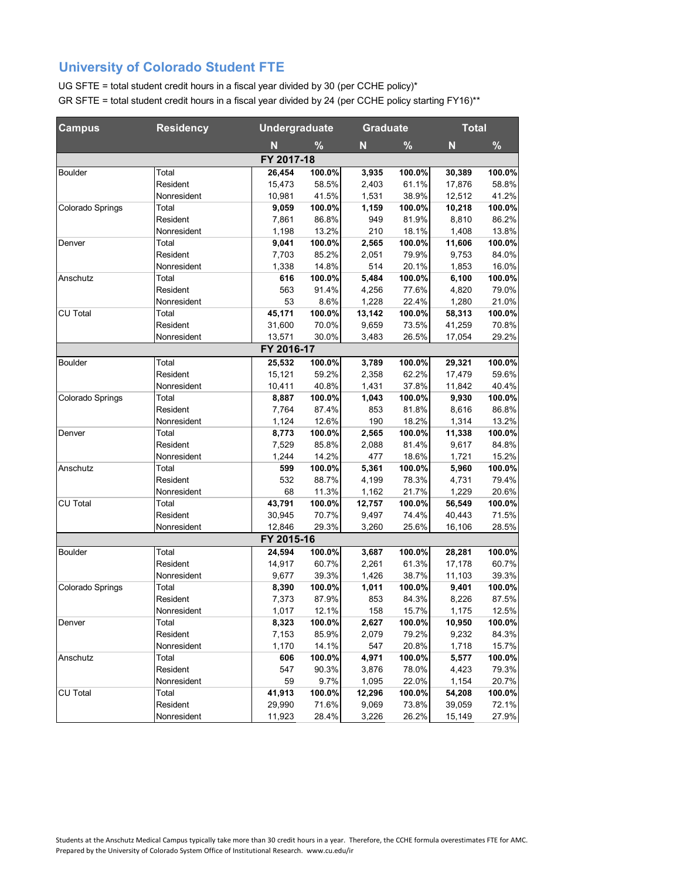# University of Colorado Student FTE

UG SFTE = total student credit hours in a fiscal year divided by 30 (per CCHE policy)*

GR SFTE = total student credit hours in a fiscal year divided by 24 (per CCHE policy starting FY16)**

| Campus | Residency | Undergraduate | | Graduate | | Total | |
|---|---|---|---|---|---|---|---|
| | | N | % | N | % | N | % |
| **FY 2017-18** | | | | | | | |
| Boulder | Total | **26,454** | **100.0%** | **3,935** | **100.0%** | **30,389** | **100.0%** |
| | Resident | 15,473 | 58.5% | 2,403 | 61.1% | 17,876 | 58.8% |
| | Nonresident | 10,981 | 41.5% | 1,531 | 38.9% | 12,512 | 41.2% |
| Colorado Springs | Total | **9,059** | **100.0%** | **1,159** | **100.0%** | **10,218** | **100.0%** |
| | Resident | 7,861 | 86.8% | 949 | 81.9% | 8,810 | 86.2% |
| | Nonresident | 1,198 | 13.2% | 210 | 18.1% | 1,408 | 13.8% |
| Denver | Total | **9,041** | **100.0%** | **2,565** | **100.0%** | **11,606** | **100.0%** |
| | Resident | 7,703 | 85.2% | 2,051 | 79.9% | 9,753 | 84.0% |
| | Nonresident | 1,338 | 14.8% | 514 | 20.1% | 1,853 | 16.0% |
| Anschutz | Total | **616** | **100.0%** | **5,484** | **100.0%** | **6,100** | **100.0%** |
| | Resident | 563 | 91.4% | 4,256 | 77.6% | 4,820 | 79.0% |
| | Nonresident | 53 | 8.6% | 1,228 | 22.4% | 1,280 | 21.0% |
| CU Total | Total | **45,171** | **100.0%** | **13,142** | **100.0%** | **58,313** | **100.0%** |
| | Resident | 31,600 | 70.0% | 9,659 | 73.5% | 41,259 | 70.8% |
| | Nonresident | 13,571 | 30.0% | 3,483 | 26.5% | 17,054 | 29.2% |
| **FY 2016-17** | | | | | | | |
| Boulder | Total | **25,532** | **100.0%** | **3,789** | **100.0%** | **29,321** | **100.0%** |
| | Resident | 15,121 | 59.2% | 2,358 | 62.2% | 17,479 | 59.6% |
| | Nonresident | 10,411 | 40.8% | 1,431 | 37.8% | 11,842 | 40.4% |
| Colorado Springs | Total | **8,887** | **100.0%** | **1,043** | **100.0%** | **9,930** | **100.0%** |
| | Resident | 7,764 | 87.4% | 853 | 81.8% | 8,616 | 86.8% |
| | Nonresident | 1,124 | 12.6% | 190 | 18.2% | 1,314 | 13.2% |
| Denver | Total | **8,773** | **100.0%** | **2,565** | **100.0%** | **11,338** | **100.0%** |
| | Resident | 7,529 | 85.8% | 2,088 | 81.4% | 9,617 | 84.8% |
| | Nonresident | 1,244 | 14.2% | 477 | 18.6% | 1,721 | 15.2% |
| Anschutz | Total | **599** | **100.0%** | **5,361** | **100.0%** | **5,960** | **100.0%** |
| | Resident | 532 | 88.7% | 4,199 | 78.3% | 4,731 | 79.4% |
| | Nonresident | 68 | 11.3% | 1,162 | 21.7% | 1,229 | 20.6% |
| CU Total | Total | **43,791** | **100.0%** | **12,757** | **100.0%** | **56,549** | **100.0%** |
| | Resident | 30,945 | 70.7% | 9,497 | 74.4% | 40,443 | 71.5% |
| | Nonresident | 12,846 | 29.3% | 3,260 | 25.6% | 16,106 | 28.5% |
| **FY 2015-16** | | | | | | | |
| Boulder | Total | **24,594** | **100.0%** | **3,687** | **100.0%** | **28,281** | **100.0%** |
| | Resident | 14,917 | 60.7% | 2,261 | 61.3% | 17,178 | 60.7% |
| | Nonresident | 9,677 | 39.3% | 1,426 | 38.7% | 11,103 | 39.3% |
| Colorado Springs | Total | **8,390** | **100.0%** | **1,011** | **100.0%** | **9,401** | **100.0%** |
| | Resident | 7,373 | 87.9% | 853 | 84.3% | 8,226 | 87.5% |
| | Nonresident | 1,017 | 12.1% | 158 | 15.7% | 1,175 | 12.5% |
| Denver | Total | **8,323** | **100.0%** | **2,627** | **100.0%** | **10,950** | **100.0%** |
| | Resident | 7,153 | 85.9% | 2,079 | 79.2% | 9,232 | 84.3% |
| | Nonresident | 1,170 | 14.1% | 547 | 20.8% | 1,718 | 15.7% |
| Anschutz | Total | **606** | **100.0%** | **4,971** | **100.0%** | **5,577** | **100.0%** |
| | Resident | 547 | 90.3% | 3,876 | 78.0% | 4,423 | 79.3% |
| | Nonresident | 59 | 9.7% | 1,095 | 22.0% | 1,154 | 20.7% |
| CU Total | Total | **41,913** | **100.0%** | **12,296** | **100.0%** | **54,208** | **100.0%** |
| | Resident | 29,990 | 71.6% | 9,069 | 73.8% | 39,059 | 72.1% |
| | Nonresident | 11,923 | 28.4% | 3,226 | 26.2% | 15,149 | 27.9% |

Students at the Anschutz Medical Campus typically take more than 30 credit hours in a year. Therefore, the CCHE formula overestimates FTE for AMC.

Prepared by the University of Colorado System Office of Institutional Research. www.cu.edu/ir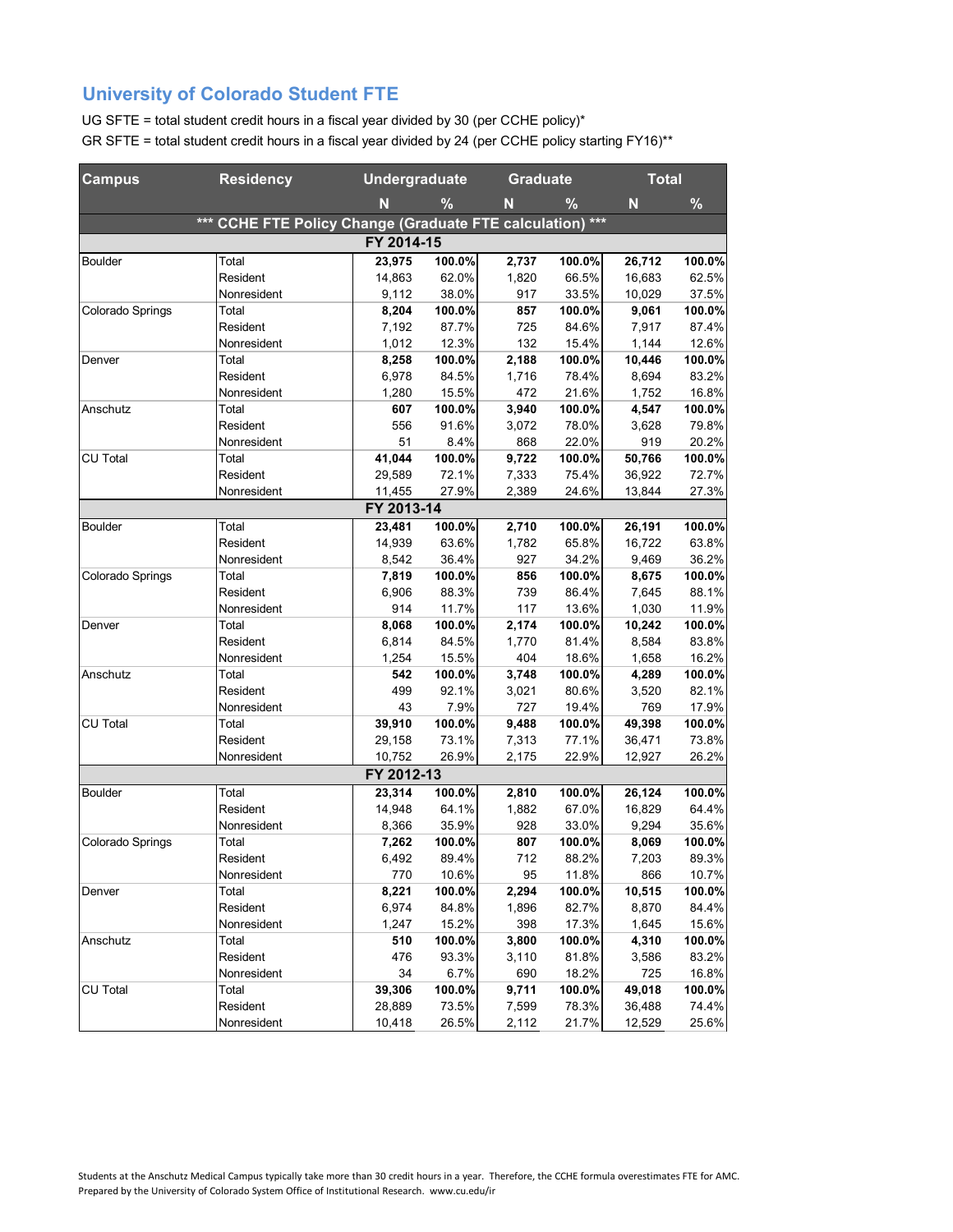# University of Colorado Student FTE

UG SFTE = total student credit hours in a fiscal year divided by 30 (per CCHE policy)*

GR SFTE = total student credit hours in a fiscal year divided by 24 (per CCHE policy starting FY16)**

| Campus | Residency | Undergraduate | | Graduate | | Total | |
|---|---|---|---|---|---|---|---|
| | | N | % | N | % | N | % |
| *** CCHE FTE Policy Change (Graduate FTE calculation) *** | | | | | | | |
| FY 2014-15 | | | | | | | |
| Boulder | Total | **23,975** | **100.0%** | **2,737** | **100.0%** | **26,712** | **100.0%** |
| | Resident | 14,863 | 62.0% | 1,820 | 66.5% | 16,683 | 62.5% |
| | Nonresident | 9,112 | 38.0% | 917 | 33.5% | 10,029 | 37.5% |
| Colorado Springs | Total | **8,204** | **100.0%** | **857** | **100.0%** | **9,061** | **100.0%** |
| | Resident | 7,192 | 87.7% | 725 | 84.6% | 7,917 | 87.4% |
| | Nonresident | 1,012 | 12.3% | 132 | 15.4% | 1,144 | 12.6% |
| Denver | Total | **8,258** | **100.0%** | **2,188** | **100.0%** | **10,446** | **100.0%** |
| | Resident | 6,978 | 84.5% | 1,716 | 78.4% | 8,694 | 83.2% |
| | Nonresident | 1,280 | 15.5% | 472 | 21.6% | 1,752 | 16.8% |
| Anschutz | Total | **607** | **100.0%** | **3,940** | **100.0%** | **4,547** | **100.0%** |
| | Resident | 556 | 91.6% | 3,072 | 78.0% | 3,628 | 79.8% |
| | Nonresident | 51 | 8.4% | 868 | 22.0% | 919 | 20.2% |
| CU Total | Total | **41,044** | **100.0%** | **9,722** | **100.0%** | **50,766** | **100.0%** |
| | Resident | 29,589 | 72.1% | 7,333 | 75.4% | 36,922 | 72.7% |
| | Nonresident | 11,455 | 27.9% | 2,389 | 24.6% | 13,844 | 27.3% |
| FY 2013-14 | | | | | | | |
| Boulder | Total | **23,481** | **100.0%** | **2,710** | **100.0%** | **26,191** | **100.0%** |
| | Resident | 14,939 | 63.6% | 1,782 | 65.8% | 16,722 | 63.8% |
| | Nonresident | 8,542 | 36.4% | 927 | 34.2% | 9,469 | 36.2% |
| Colorado Springs | Total | **7,819** | **100.0%** | **856** | **100.0%** | **8,675** | **100.0%** |
| | Resident | 6,906 | 88.3% | 739 | 86.4% | 7,645 | 88.1% |
| | Nonresident | 914 | 11.7% | 117 | 13.6% | 1,030 | 11.9% |
| Denver | Total | **8,068** | **100.0%** | **2,174** | **100.0%** | **10,242** | **100.0%** |
| | Resident | 6,814 | 84.5% | 1,770 | 81.4% | 8,584 | 83.8% |
| | Nonresident | 1,254 | 15.5% | 404 | 18.6% | 1,658 | 16.2% |
| Anschutz | Total | **542** | **100.0%** | **3,748** | **100.0%** | **4,289** | **100.0%** |
| | Resident | 499 | 92.1% | 3,021 | 80.6% | 3,520 | 82.1% |
| | Nonresident | 43 | 7.9% | 727 | 19.4% | 769 | 17.9% |
| CU Total | Total | **39,910** | **100.0%** | **9,488** | **100.0%** | **49,398** | **100.0%** |
| | Resident | 29,158 | 73.1% | 7,313 | 77.1% | 36,471 | 73.8% |
| | Nonresident | 10,752 | 26.9% | 2,175 | 22.9% | 12,927 | 26.2% |
| FY 2012-13 | | | | | | | |
| Boulder | Total | **23,314** | **100.0%** | **2,810** | **100.0%** | **26,124** | **100.0%** |
| | Resident | 14,948 | 64.1% | 1,882 | 67.0% | 16,829 | 64.4% |
| | Nonresident | 8,366 | 35.9% | 928 | 33.0% | 9,294 | 35.6% |
| Colorado Springs | Total | **7,262** | **100.0%** | **807** | **100.0%** | **8,069** | **100.0%** |
| | Resident | 6,492 | 89.4% | 712 | 88.2% | 7,203 | 89.3% |
| | Nonresident | 770 | 10.6% | 95 | 11.8% | 866 | 10.7% |
| Denver | Total | **8,221** | **100.0%** | **2,294** | **100.0%** | **10,515** | **100.0%** |
| | Resident | 6,974 | 84.8% | 1,896 | 82.7% | 8,870 | 84.4% |
| | Nonresident | 1,247 | 15.2% | 398 | 17.3% | 1,645 | 15.6% |
| Anschutz | Total | **510** | **100.0%** | **3,800** | **100.0%** | **4,310** | **100.0%** |
| | Resident | 476 | 93.3% | 3,110 | 81.8% | 3,586 | 83.2% |
| | Nonresident | 34 | 6.7% | 690 | 18.2% | 725 | 16.8% |
| CU Total | Total | **39,306** | **100.0%** | **9,711** | **100.0%** | **49,018** | **100.0%** |
| | Resident | 28,889 | 73.5% | 7,599 | 78.3% | 36,488 | 74.4% |
| | Nonresident | 10,418 | 26.5% | 2,112 | 21.7% | 12,529 | 25.6% |

Students at the Anschutz Medical Campus typically take more than 30 credit hours in a year. Therefore, the CCHE formula overestimates FTE for AMC.
Prepared by the University of Colorado System Office of Institutional Research. www.cu.edu/ir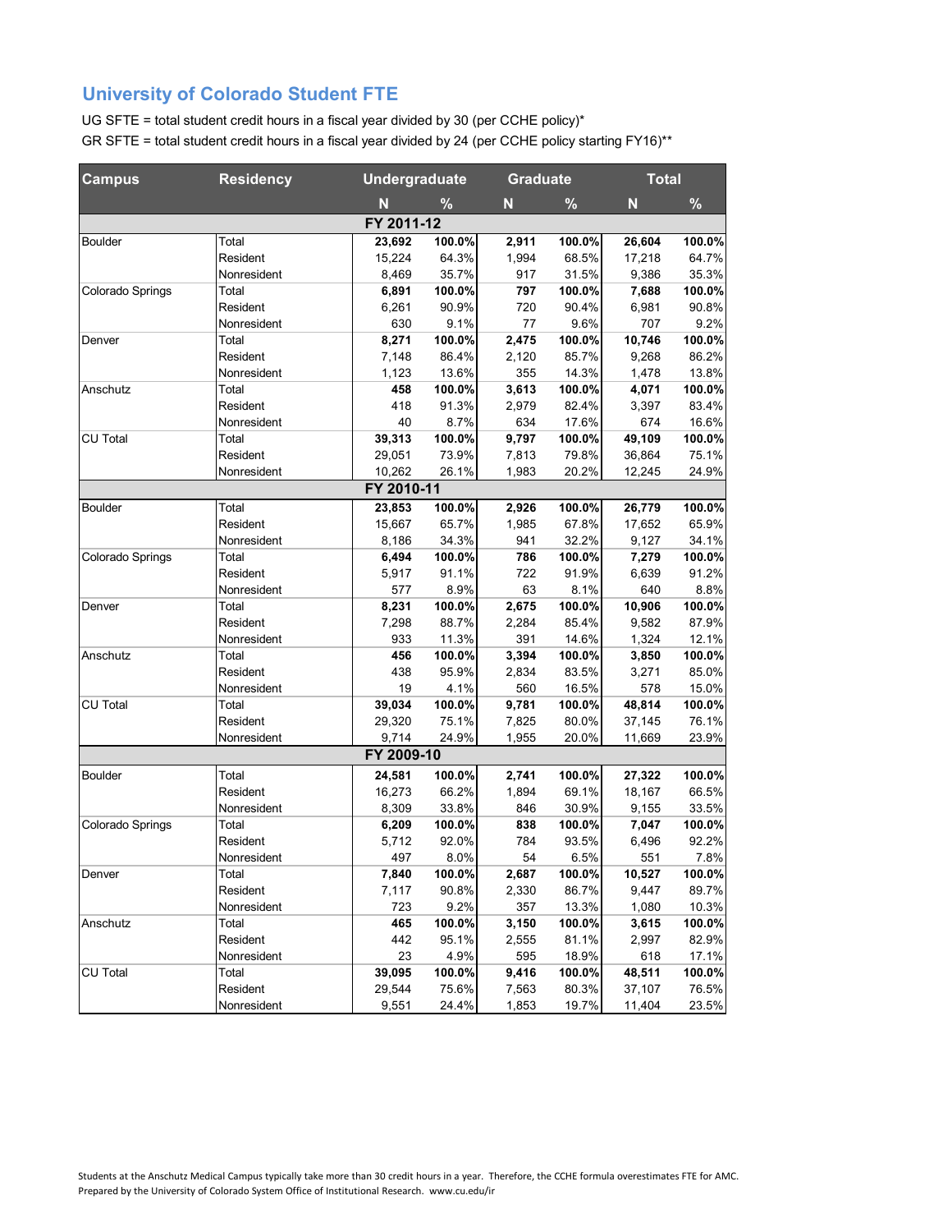## University of Colorado Student FTE

UG SFTE = total student credit hours in a fiscal year divided by 30 (per CCHE policy)*

GR SFTE = total student credit hours in a fiscal year divided by 24 (per CCHE policy starting FY16)**

| Campus | Residency | Undergraduate | | Graduate | | Total | |
|---|---|---|---|---|---|---|---|
| | | N | % | N | % | N | % |
| **FY 2011-12** | | | | | | | |
| Boulder | Total | **23,692** | **100.0%** | **2,911** | **100.0%** | **26,604** | **100.0%** |
| | Resident | 15,224 | 64.3% | 1,994 | 68.5% | 17,218 | 64.7% |
| | Nonresident | 8,469 | 35.7% | 917 | 31.5% | 9,386 | 35.3% |
| Colorado Springs | Total | **6,891** | **100.0%** | **797** | **100.0%** | **7,688** | **100.0%** |
| | Resident | 6,261 | 90.9% | 720 | 90.4% | 6,981 | 90.8% |
| | Nonresident | 630 | 9.1% | 77 | 9.6% | 707 | 9.2% |
| Denver | Total | **8,271** | **100.0%** | **2,475** | **100.0%** | **10,746** | **100.0%** |
| | Resident | 7,148 | 86.4% | 2,120 | 85.7% | 9,268 | 86.2% |
| | Nonresident | 1,123 | 13.6% | 355 | 14.3% | 1,478 | 13.8% |
| Anschutz | Total | **458** | **100.0%** | **3,613** | **100.0%** | **4,071** | **100.0%** |
| | Resident | 418 | 91.3% | 2,979 | 82.4% | 3,397 | 83.4% |
| | Nonresident | 40 | 8.7% | 634 | 17.6% | 674 | 16.6% |
| CU Total | Total | **39,313** | **100.0%** | **9,797** | **100.0%** | **49,109** | **100.0%** |
| | Resident | 29,051 | 73.9% | 7,813 | 79.8% | 36,864 | 75.1% |
| | Nonresident | 10,262 | 26.1% | 1,983 | 20.2% | 12,245 | 24.9% |
| **FY 2010-11** | | | | | | | |
| Boulder | Total | **23,853** | **100.0%** | **2,926** | **100.0%** | **26,779** | **100.0%** |
| | Resident | 15,667 | 65.7% | 1,985 | 67.8% | 17,652 | 65.9% |
| | Nonresident | 8,186 | 34.3% | 941 | 32.2% | 9,127 | 34.1% |
| Colorado Springs | Total | **6,494** | **100.0%** | **786** | **100.0%** | **7,279** | **100.0%** |
| | Resident | 5,917 | 91.1% | 722 | 91.9% | 6,639 | 91.2% |
| | Nonresident | 577 | 8.9% | 63 | 8.1% | 640 | 8.8% |
| Denver | Total | **8,231** | **100.0%** | **2,675** | **100.0%** | **10,906** | **100.0%** |
| | Resident | 7,298 | 88.7% | 2,284 | 85.4% | 9,582 | 87.9% |
| | Nonresident | 933 | 11.3% | 391 | 14.6% | 1,324 | 12.1% |
| Anschutz | Total | **456** | **100.0%** | **3,394** | **100.0%** | **3,850** | **100.0%** |
| | Resident | 438 | 95.9% | 2,834 | 83.5% | 3,271 | 85.0% |
| | Nonresident | 19 | 4.1% | 560 | 16.5% | 578 | 15.0% |
| CU Total | Total | **39,034** | **100.0%** | **9,781** | **100.0%** | **48,814** | **100.0%** |
| | Resident | 29,320 | 75.1% | 7,825 | 80.0% | 37,145 | 76.1% |
| | Nonresident | 9,714 | 24.9% | 1,955 | 20.0% | 11,669 | 23.9% |
| **FY 2009-10** | | | | | | | |
| Boulder | Total | **24,581** | **100.0%** | **2,741** | **100.0%** | **27,322** | **100.0%** |
| | Resident | 16,273 | 66.2% | 1,894 | 69.1% | 18,167 | 66.5% |
| | Nonresident | 8,309 | 33.8% | 846 | 30.9% | 9,155 | 33.5% |
| Colorado Springs | Total | **6,209** | **100.0%** | **838** | **100.0%** | **7,047** | **100.0%** |
| | Resident | 5,712 | 92.0% | 784 | 93.5% | 6,496 | 92.2% |
| | Nonresident | 497 | 8.0% | 54 | 6.5% | 551 | 7.8% |
| Denver | Total | **7,840** | **100.0%** | **2,687** | **100.0%** | **10,527** | **100.0%** |
| | Resident | 7,117 | 90.8% | 2,330 | 86.7% | 9,447 | 89.7% |
| | Nonresident | 723 | 9.2% | 357 | 13.3% | 1,080 | 10.3% |
| Anschutz | Total | **465** | **100.0%** | **3,150** | **100.0%** | **3,615** | **100.0%** |
| | Resident | 442 | 95.1% | 2,555 | 81.1% | 2,997 | 82.9% |
| | Nonresident | 23 | 4.9% | 595 | 18.9% | 618 | 17.1% |
| CU Total | Total | **39,095** | **100.0%** | **9,416** | **100.0%** | **48,511** | **100.0%** |
| | Resident | 29,544 | 75.6% | 7,563 | 80.3% | 37,107 | 76.5% |
| | Nonresident | 9,551 | 24.4% | 1,853 | 19.7% | 11,404 | 23.5% |

Students at the Anschutz Medical Campus typically take more than 30 credit hours in a year. Therefore, the CCHE formula overestimates FTE for AMC.
Prepared by the University of Colorado System Office of Institutional Research. www.cu.edu/ir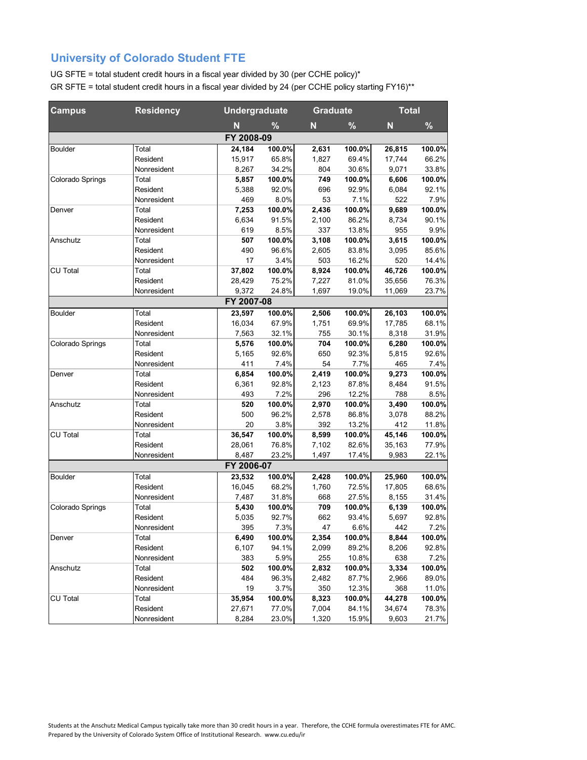# University of Colorado Student FTE

UG SFTE = total student credit hours in a fiscal year divided by 30 (per CCHE policy)*

GR SFTE = total student credit hours in a fiscal year divided by 24 (per CCHE policy starting FY16)**

| Campus | Residency | Undergraduate | | Graduate | | Total | |
|---|---|---|---|---|---|---|---|
| | | N | % | N | % | N | % |
| **FY 2008-09** | | | | | | | |
| Boulder | Total | **24,184** | **100.0%** | **2,631** | **100.0%** | **26,815** | **100.0%** |
| | Resident | 15,917 | 65.8% | 1,827 | 69.4% | 17,744 | 66.2% |
| | Nonresident | 8,267 | 34.2% | 804 | 30.6% | 9,071 | 33.8% |
| Colorado Springs | Total | **5,857** | **100.0%** | **749** | **100.0%** | **6,606** | **100.0%** |
| | Resident | 5,388 | 92.0% | 696 | 92.9% | 6,084 | 92.1% |
| | Nonresident | 469 | 8.0% | 53 | 7.1% | 522 | 7.9% |
| Denver | Total | **7,253** | **100.0%** | **2,436** | **100.0%** | **9,689** | **100.0%** |
| | Resident | 6,634 | 91.5% | 2,100 | 86.2% | 8,734 | 90.1% |
| | Nonresident | 619 | 8.5% | 337 | 13.8% | 955 | 9.9% |
| Anschutz | Total | **507** | **100.0%** | **3,108** | **100.0%** | **3,615** | **100.0%** |
| | Resident | 490 | 96.6% | 2,605 | 83.8% | 3,095 | 85.6% |
| | Nonresident | 17 | 3.4% | 503 | 16.2% | 520 | 14.4% |
| CU Total | Total | **37,802** | **100.0%** | **8,924** | **100.0%** | **46,726** | **100.0%** |
| | Resident | 28,429 | 75.2% | 7,227 | 81.0% | 35,656 | 76.3% |
| | Nonresident | 9,372 | 24.8% | 1,697 | 19.0% | 11,069 | 23.7% |
| **FY 2007-08** | | | | | | | |
| Boulder | Total | **23,597** | **100.0%** | **2,506** | **100.0%** | **26,103** | **100.0%** |
| | Resident | 16,034 | 67.9% | 1,751 | 69.9% | 17,785 | 68.1% |
| | Nonresident | 7,563 | 32.1% | 755 | 30.1% | 8,318 | 31.9% |
| Colorado Springs | Total | **5,576** | **100.0%** | **704** | **100.0%** | **6,280** | **100.0%** |
| | Resident | 5,165 | 92.6% | 650 | 92.3% | 5,815 | 92.6% |
| | Nonresident | 411 | 7.4% | 54 | 7.7% | 465 | 7.4% |
| Denver | Total | **6,854** | **100.0%** | **2,419** | **100.0%** | **9,273** | **100.0%** |
| | Resident | 6,361 | 92.8% | 2,123 | 87.8% | 8,484 | 91.5% |
| | Nonresident | 493 | 7.2% | 296 | 12.2% | 788 | 8.5% |
| Anschutz | Total | **520** | **100.0%** | **2,970** | **100.0%** | **3,490** | **100.0%** |
| | Resident | 500 | 96.2% | 2,578 | 86.8% | 3,078 | 88.2% |
| | Nonresident | 20 | 3.8% | 392 | 13.2% | 412 | 11.8% |
| CU Total | Total | **36,547** | **100.0%** | **8,599** | **100.0%** | **45,146** | **100.0%** |
| | Resident | 28,061 | 76.8% | 7,102 | 82.6% | 35,163 | 77.9% |
| | Nonresident | 8,487 | 23.2% | 1,497 | 17.4% | 9,983 | 22.1% |
| **FY 2006-07** | | | | | | | |
| Boulder | Total | **23,532** | **100.0%** | **2,428** | **100.0%** | **25,960** | **100.0%** |
| | Resident | 16,045 | 68.2% | 1,760 | 72.5% | 17,805 | 68.6% |
| | Nonresident | 7,487 | 31.8% | 668 | 27.5% | 8,155 | 31.4% |
| Colorado Springs | Total | **5,430** | **100.0%** | **709** | **100.0%** | **6,139** | **100.0%** |
| | Resident | 5,035 | 92.7% | 662 | 93.4% | 5,697 | 92.8% |
| | Nonresident | 395 | 7.3% | 47 | 6.6% | 442 | 7.2% |
| Denver | Total | **6,490** | **100.0%** | **2,354** | **100.0%** | **8,844** | **100.0%** |
| | Resident | 6,107 | 94.1% | 2,099 | 89.2% | 8,206 | 92.8% |
| | Nonresident | 383 | 5.9% | 255 | 10.8% | 638 | 7.2% |
| Anschutz | Total | **502** | **100.0%** | **2,832** | **100.0%** | **3,334** | **100.0%** |
| | Resident | 484 | 96.3% | 2,482 | 87.7% | 2,966 | 89.0% |
| | Nonresident | 19 | 3.7% | 350 | 12.3% | 368 | 11.0% |
| CU Total | Total | **35,954** | **100.0%** | **8,323** | **100.0%** | **44,278** | **100.0%** |
| | Resident | 27,671 | 77.0% | 7,004 | 84.1% | 34,674 | 78.3% |
| | Nonresident | 8,284 | 23.0% | 1,320 | 15.9% | 9,603 | 21.7% |

Students at the Anschutz Medical Campus typically take more than 30 credit hours in a year. Therefore, the CCHE formula overestimates FTE for AMC.

Prepared by the University of Colorado System Office of Institutional Research. www.cu.edu/ir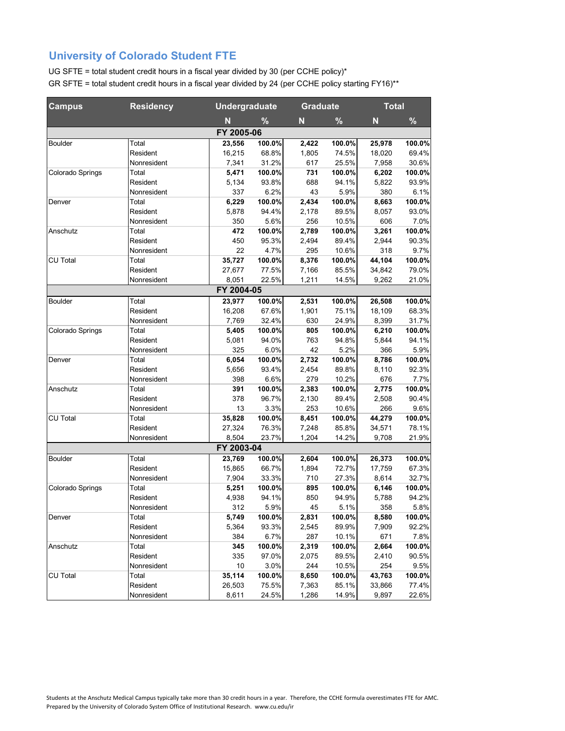## University of Colorado Student FTE

UG SFTE = total student credit hours in a fiscal year divided by 30 (per CCHE policy)*

GR SFTE = total student credit hours in a fiscal year divided by 24 (per CCHE policy starting FY16)**

| Campus | Residency | Undergraduate | | Graduate | | Total | |
|---|---|---|---|---|---|---|---|
| | | N | % | N | % | N | % |
| **FY 2005-06** | | | | | | | |
| Boulder | Total | **23,556** | **100.0%** | **2,422** | **100.0%** | **25,978** | **100.0%** |
| | Resident | 16,215 | 68.8% | 1,805 | 74.5% | 18,020 | 69.4% |
| | Nonresident | 7,341 | 31.2% | 617 | 25.5% | 7,958 | 30.6% |
| Colorado Springs | Total | **5,471** | **100.0%** | **731** | **100.0%** | **6,202** | **100.0%** |
| | Resident | 5,134 | 93.8% | 688 | 94.1% | 5,822 | 93.9% |
| | Nonresident | 337 | 6.2% | 43 | 5.9% | 380 | 6.1% |
| Denver | Total | **6,229** | **100.0%** | **2,434** | **100.0%** | **8,663** | **100.0%** |
| | Resident | 5,878 | 94.4% | 2,178 | 89.5% | 8,057 | 93.0% |
| | Nonresident | 350 | 5.6% | 256 | 10.5% | 606 | 7.0% |
| Anschutz | Total | **472** | **100.0%** | **2,789** | **100.0%** | **3,261** | **100.0%** |
| | Resident | 450 | 95.3% | 2,494 | 89.4% | 2,944 | 90.3% |
| | Nonresident | 22 | 4.7% | 295 | 10.6% | 318 | 9.7% |
| CU Total | Total | **35,727** | **100.0%** | **8,376** | **100.0%** | **44,104** | **100.0%** |
| | Resident | 27,677 | 77.5% | 7,166 | 85.5% | 34,842 | 79.0% |
| | Nonresident | 8,051 | 22.5% | 1,211 | 14.5% | 9,262 | 21.0% |
| **FY 2004-05** | | | | | | | |
| Boulder | Total | **23,977** | **100.0%** | **2,531** | **100.0%** | **26,508** | **100.0%** |
| | Resident | 16,208 | 67.6% | 1,901 | 75.1% | 18,109 | 68.3% |
| | Nonresident | 7,769 | 32.4% | 630 | 24.9% | 8,399 | 31.7% |
| Colorado Springs | Total | **5,405** | **100.0%** | **805** | **100.0%** | **6,210** | **100.0%** |
| | Resident | 5,081 | 94.0% | 763 | 94.8% | 5,844 | 94.1% |
| | Nonresident | 325 | 6.0% | 42 | 5.2% | 366 | 5.9% |
| Denver | Total | **6,054** | **100.0%** | **2,732** | **100.0%** | **8,786** | **100.0%** |
| | Resident | 5,656 | 93.4% | 2,454 | 89.8% | 8,110 | 92.3% |
| | Nonresident | 398 | 6.6% | 279 | 10.2% | 676 | 7.7% |
| Anschutz | Total | **391** | **100.0%** | **2,383** | **100.0%** | **2,775** | **100.0%** |
| | Resident | 378 | 96.7% | 2,130 | 89.4% | 2,508 | 90.4% |
| | Nonresident | 13 | 3.3% | 253 | 10.6% | 266 | 9.6% |
| CU Total | Total | **35,828** | **100.0%** | **8,451** | **100.0%** | **44,279** | **100.0%** |
| | Resident | 27,324 | 76.3% | 7,248 | 85.8% | 34,571 | 78.1% |
| | Nonresident | 8,504 | 23.7% | 1,204 | 14.2% | 9,708 | 21.9% |
| **FY 2003-04** | | | | | | | |
| Boulder | Total | **23,769** | **100.0%** | **2,604** | **100.0%** | **26,373** | **100.0%** |
| | Resident | 15,865 | 66.7% | 1,894 | 72.7% | 17,759 | 67.3% |
| | Nonresident | 7,904 | 33.3% | 710 | 27.3% | 8,614 | 32.7% |
| Colorado Springs | Total | **5,251** | **100.0%** | **895** | **100.0%** | **6,146** | **100.0%** |
| | Resident | 4,938 | 94.1% | 850 | 94.9% | 5,788 | 94.2% |
| | Nonresident | 312 | 5.9% | 45 | 5.1% | 358 | 5.8% |
| Denver | Total | **5,749** | **100.0%** | **2,831** | **100.0%** | **8,580** | **100.0%** |
| | Resident | 5,364 | 93.3% | 2,545 | 89.9% | 7,909 | 92.2% |
| | Nonresident | 384 | 6.7% | 287 | 10.1% | 671 | 7.8% |
| Anschutz | Total | **345** | **100.0%** | **2,319** | **100.0%** | **2,664** | **100.0%** |
| | Resident | 335 | 97.0% | 2,075 | 89.5% | 2,410 | 90.5% |
| | Nonresident | 10 | 3.0% | 244 | 10.5% | 254 | 9.5% |
| CU Total | Total | **35,114** | **100.0%** | **8,650** | **100.0%** | **43,763** | **100.0%** |
| | Resident | 26,503 | 75.5% | 7,363 | 85.1% | 33,866 | 77.4% |
| | Nonresident | 8,611 | 24.5% | 1,286 | 14.9% | 9,897 | 22.6% |

Students at the Anschutz Medical Campus typically take more than 30 credit hours in a year. Therefore, the CCHE formula overestimates FTE for AMC.
Prepared by the University of Colorado System Office of Institutional Research. www.cu.edu/ir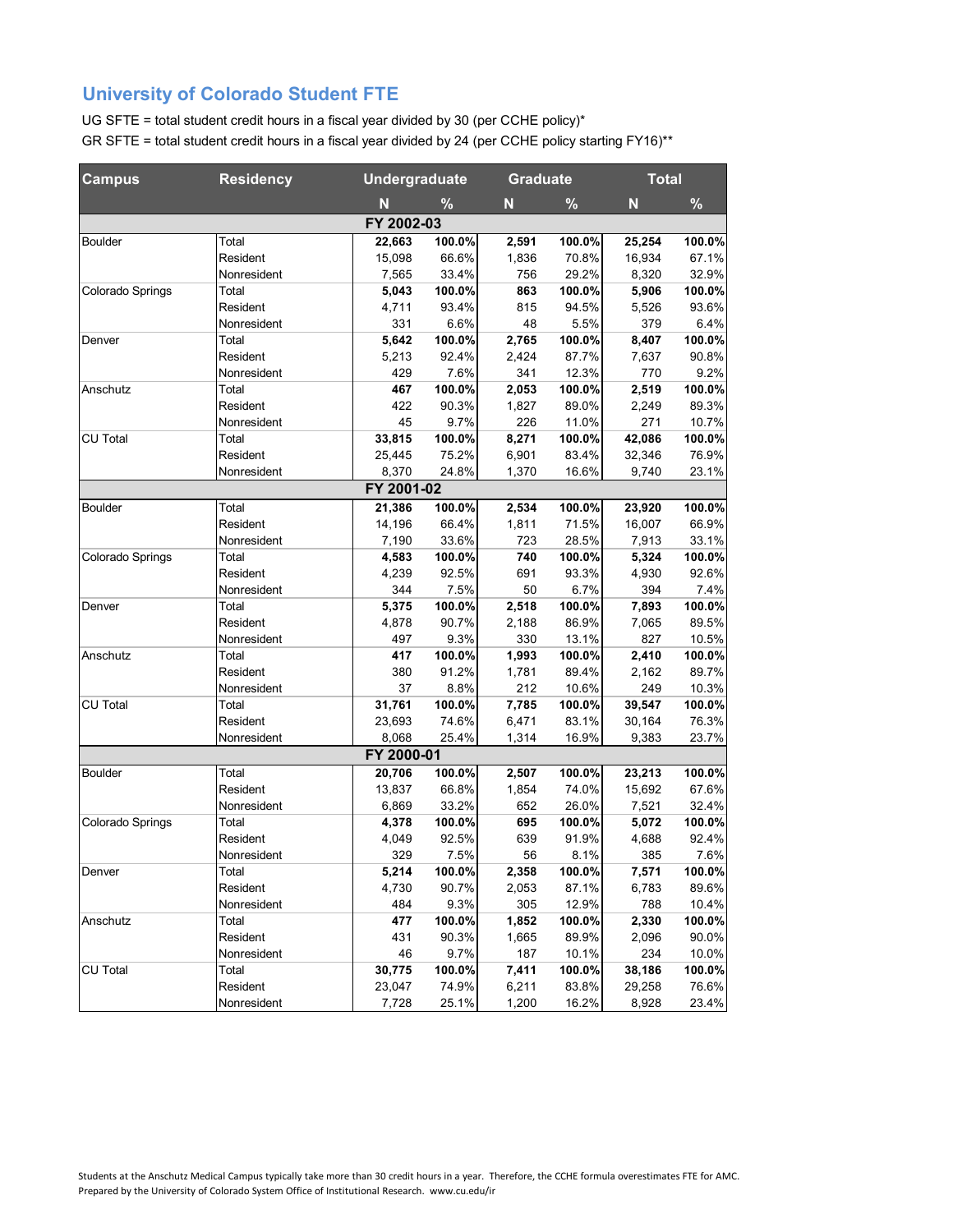## University of Colorado Student FTE

UG SFTE = total student credit hours in a fiscal year divided by 30 (per CCHE policy)*

GR SFTE = total student credit hours in a fiscal year divided by 24 (per CCHE policy starting FY16)**

| Campus | Residency | Undergraduate | | Graduate | | Total | |
|---|---|---|---|---|---|---|---|
| | | N | % | N | % | N | % |
| | | **FY 2002-03** | | | | | |
| Boulder | Total | **22,663** | **100.0%** | **2,591** | **100.0%** | **25,254** | **100.0%** |
| | Resident | 15,098 | 66.6% | 1,836 | 70.8% | 16,934 | 67.1% |
| | Nonresident | 7,565 | 33.4% | 756 | 29.2% | 8,320 | 32.9% |
| Colorado Springs | Total | **5,043** | **100.0%** | **863** | **100.0%** | **5,906** | **100.0%** |
| | Resident | 4,711 | 93.4% | 815 | 94.5% | 5,526 | 93.6% |
| | Nonresident | 331 | 6.6% | 48 | 5.5% | 379 | 6.4% |
| Denver | Total | **5,642** | **100.0%** | **2,765** | **100.0%** | **8,407** | **100.0%** |
| | Resident | 5,213 | 92.4% | 2,424 | 87.7% | 7,637 | 90.8% |
| | Nonresident | 429 | 7.6% | 341 | 12.3% | 770 | 9.2% |
| Anschutz | Total | **467** | **100.0%** | **2,053** | **100.0%** | **2,519** | **100.0%** |
| | Resident | 422 | 90.3% | 1,827 | 89.0% | 2,249 | 89.3% |
| | Nonresident | 45 | 9.7% | 226 | 11.0% | 271 | 10.7% |
| CU Total | Total | **33,815** | **100.0%** | **8,271** | **100.0%** | **42,086** | **100.0%** |
| | Resident | 25,445 | 75.2% | 6,901 | 83.4% | 32,346 | 76.9% |
| | Nonresident | 8,370 | 24.8% | 1,370 | 16.6% | 9,740 | 23.1% |
| | | **FY 2001-02** | | | | | |
| Boulder | Total | **21,386** | **100.0%** | **2,534** | **100.0%** | **23,920** | **100.0%** |
| | Resident | 14,196 | 66.4% | 1,811 | 71.5% | 16,007 | 66.9% |
| | Nonresident | 7,190 | 33.6% | 723 | 28.5% | 7,913 | 33.1% |
| Colorado Springs | Total | **4,583** | **100.0%** | **740** | **100.0%** | **5,324** | **100.0%** |
| | Resident | 4,239 | 92.5% | 691 | 93.3% | 4,930 | 92.6% |
| | Nonresident | 344 | 7.5% | 50 | 6.7% | 394 | 7.4% |
| Denver | Total | **5,375** | **100.0%** | **2,518** | **100.0%** | **7,893** | **100.0%** |
| | Resident | 4,878 | 90.7% | 2,188 | 86.9% | 7,065 | 89.5% |
| | Nonresident | 497 | 9.3% | 330 | 13.1% | 827 | 10.5% |
| Anschutz | Total | **417** | **100.0%** | **1,993** | **100.0%** | **2,410** | **100.0%** |
| | Resident | 380 | 91.2% | 1,781 | 89.4% | 2,162 | 89.7% |
| | Nonresident | 37 | 8.8% | 212 | 10.6% | 249 | 10.3% |
| CU Total | Total | **31,761** | **100.0%** | **7,785** | **100.0%** | **39,547** | **100.0%** |
| | Resident | 23,693 | 74.6% | 6,471 | 83.1% | 30,164 | 76.3% |
| | Nonresident | 8,068 | 25.4% | 1,314 | 16.9% | 9,383 | 23.7% |
| | | **FY 2000-01** | | | | | |
| Boulder | Total | **20,706** | **100.0%** | **2,507** | **100.0%** | **23,213** | **100.0%** |
| | Resident | 13,837 | 66.8% | 1,854 | 74.0% | 15,692 | 67.6% |
| | Nonresident | 6,869 | 33.2% | 652 | 26.0% | 7,521 | 32.4% |
| Colorado Springs | Total | **4,378** | **100.0%** | **695** | **100.0%** | **5,072** | **100.0%** |
| | Resident | 4,049 | 92.5% | 639 | 91.9% | 4,688 | 92.4% |
| | Nonresident | 329 | 7.5% | 56 | 8.1% | 385 | 7.6% |
| Denver | Total | **5,214** | **100.0%** | **2,358** | **100.0%** | **7,571** | **100.0%** |
| | Resident | 4,730 | 90.7% | 2,053 | 87.1% | 6,783 | 89.6% |
| | Nonresident | 484 | 9.3% | 305 | 12.9% | 788 | 10.4% |
| Anschutz | Total | **477** | **100.0%** | **1,852** | **100.0%** | **2,330** | **100.0%** |
| | Resident | 431 | 90.3% | 1,665 | 89.9% | 2,096 | 90.0% |
| | Nonresident | 46 | 9.7% | 187 | 10.1% | 234 | 10.0% |
| CU Total | Total | **30,775** | **100.0%** | **7,411** | **100.0%** | **38,186** | **100.0%** |
| | Resident | 23,047 | 74.9% | 6,211 | 83.8% | 29,258 | 76.6% |
| | Nonresident | 7,728 | 25.1% | 1,200 | 16.2% | 8,928 | 23.4% |

Students at the Anschutz Medical Campus typically take more than 30 credit hours in a year. Therefore, the CCHE formula overestimates FTE for AMC.
Prepared by the University of Colorado System Office of Institutional Research. www.cu.edu/ir